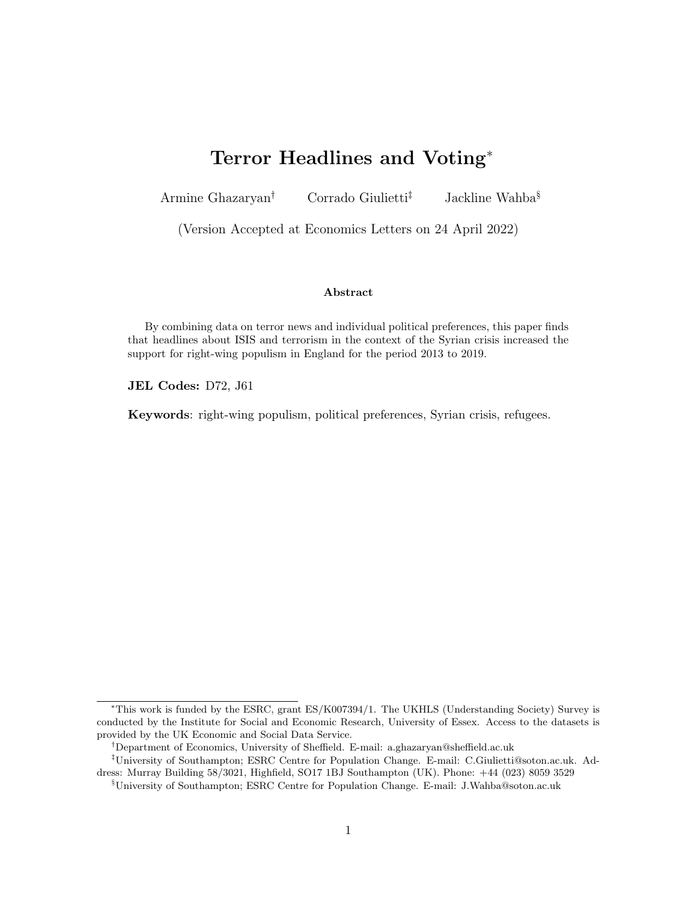# Terror Headlines and Voting[*]

Armine Ghazaryan[†] Corrado Giulietti[‡] Jackline Wahba[§]

(Version Accepted at Economics Letters on 24 April 2022)

**Abstract**

By combining data on terror news and individual political preferences, this paper finds that headlines about ISIS and terrorism in the context of the Syrian crisis increased the support for right-wing populism in England for the period 2013 to 2019.

**JEL Codes:** D72, J61

**Keywords**: right-wing populism, political preferences, Syrian crisis, refugees.

---

[*] This work is funded by the ESRC, grant ES/K007394/1. The UKHLS (Understanding Society) Survey is conducted by the Institute for Social and Economic Research, University of Essex. Access to the datasets is provided by the UK Economic and Social Data Service.

[†] Department of Economics, University of Sheffield. E-mail: a.ghazaryan@sheffield.ac.uk

[‡] University of Southampton; ESRC Centre for Population Change. E-mail: C.Giulietti@soton.ac.uk. Address: Murray Building 58/3021, Highfield, SO17 1BJ Southampton (UK). Phone: +44 (023) 8059 3529

[§] University of Southampton; ESRC Centre for Population Change. E-mail: J.Wahba@soton.ac.uk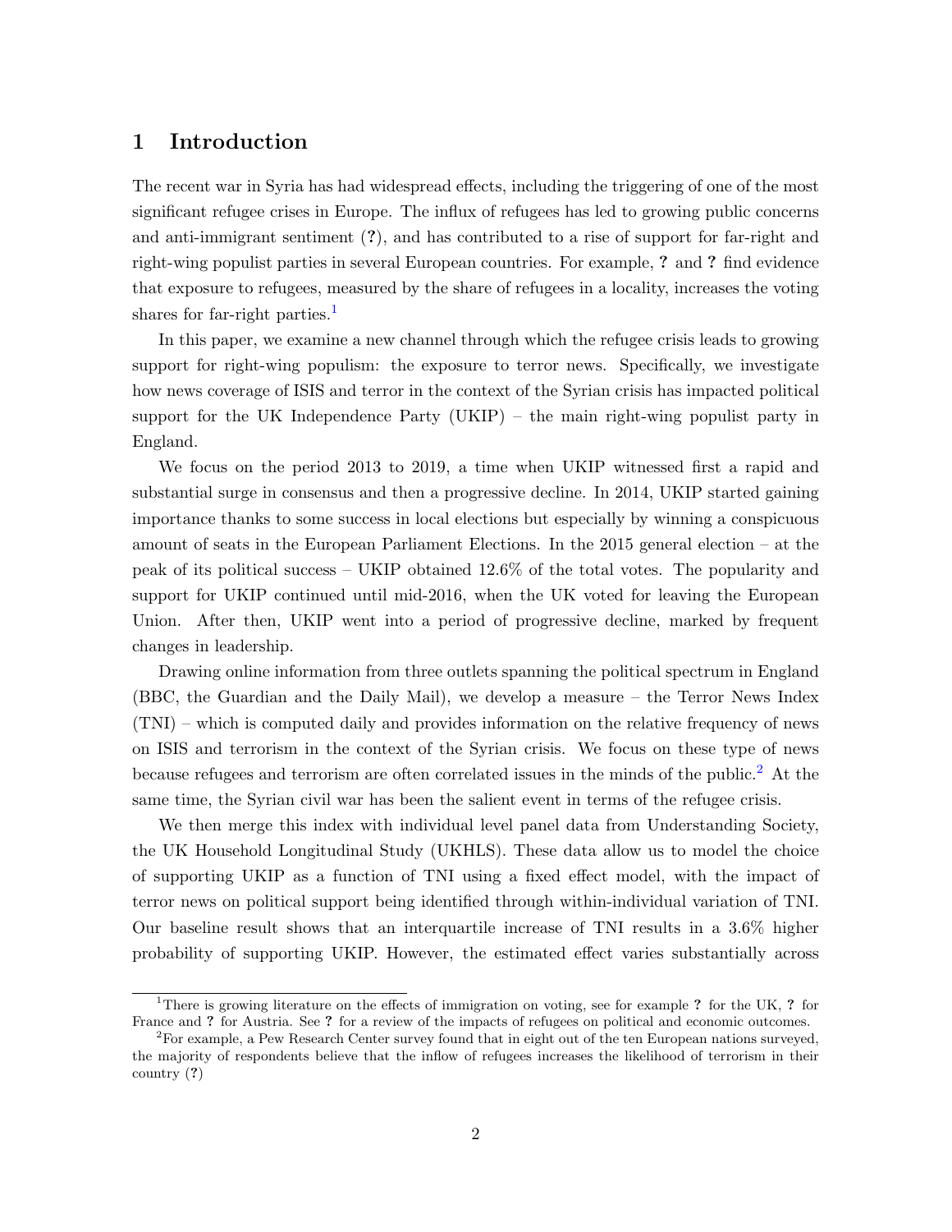# 1 Introduction

The recent war in Syria has had widespread effects, including the triggering of one of the most significant refugee crises in Europe. The influx of refugees has led to growing public concerns and anti-immigrant sentiment (**?**), and has contributed to a rise of support for far-right and right-wing populist parties in several European countries. For example, **?** and **?** find evidence that exposure to refugees, measured by the share of refugees in a locality, increases the voting shares for far-right parties.[1]

In this paper, we examine a new channel through which the refugee crisis leads to growing support for right-wing populism: the exposure to terror news. Specifically, we investigate how news coverage of ISIS and terror in the context of the Syrian crisis has impacted political support for the UK Independence Party (UKIP) – the main right-wing populist party in England.

We focus on the period 2013 to 2019, a time when UKIP witnessed first a rapid and substantial surge in consensus and then a progressive decline. In 2014, UKIP started gaining importance thanks to some success in local elections but especially by winning a conspicuous amount of seats in the European Parliament Elections. In the 2015 general election – at the peak of its political success – UKIP obtained 12.6% of the total votes. The popularity and support for UKIP continued until mid-2016, when the UK voted for leaving the European Union. After then, UKIP went into a period of progressive decline, marked by frequent changes in leadership.

Drawing online information from three outlets spanning the political spectrum in England (BBC, the Guardian and the Daily Mail), we develop a measure – the Terror News Index (TNI) – which is computed daily and provides information on the relative frequency of news on ISIS and terrorism in the context of the Syrian crisis. We focus on these type of news because refugees and terrorism are often correlated issues in the minds of the public.[2] At the same time, the Syrian civil war has been the salient event in terms of the refugee crisis.

We then merge this index with individual level panel data from Understanding Society, the UK Household Longitudinal Study (UKHLS). These data allow us to model the choice of supporting UKIP as a function of TNI using a fixed effect model, with the impact of terror news on political support being identified through within-individual variation of TNI. Our baseline result shows that an interquartile increase of TNI results in a 3.6% higher probability of supporting UKIP. However, the estimated effect varies substantially across

[1] There is growing literature on the effects of immigration on voting, see for example **?** for the UK, **?** for France and **?** for Austria. See **?** for a review of the impacts of refugees on political and economic outcomes.

[2] For example, a Pew Research Center survey found that in eight out of the ten European nations surveyed, the majority of respondents believe that the inflow of refugees increases the likelihood of terrorism in their country (**?**)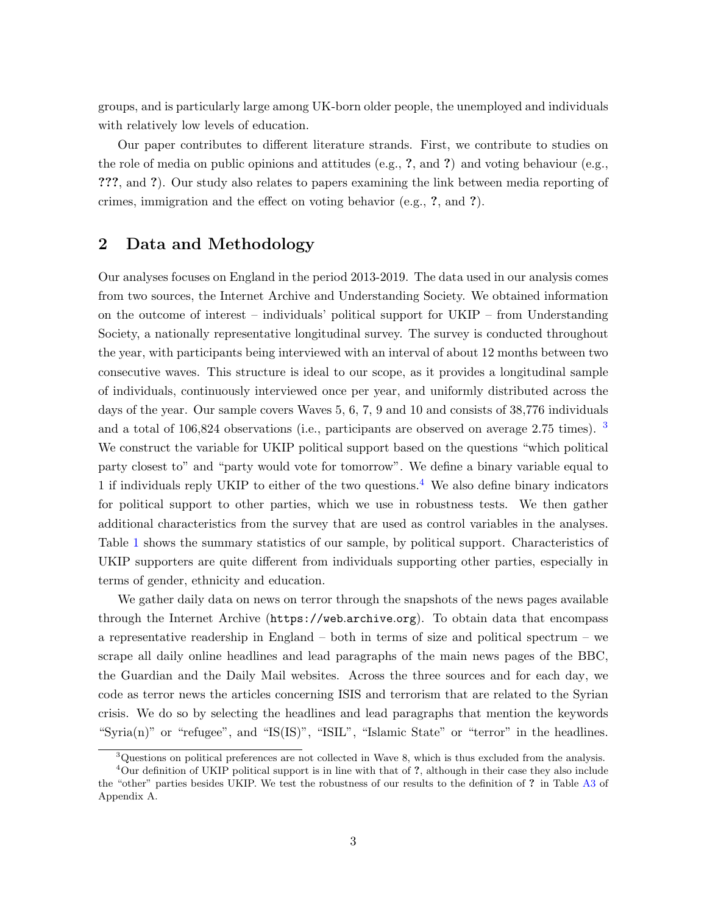groups, and is particularly large among UK-born older people, the unemployed and individuals with relatively low levels of education.

Our paper contributes to different literature strands. First, we contribute to studies on the role of media on public opinions and attitudes (e.g., **?**, and **?**) and voting behaviour (e.g., **???**, and **?**). Our study also relates to papers examining the link between media reporting of crimes, immigration and the effect on voting behavior (e.g., **?**, and **?**).

## 2 Data and Methodology

Our analyses focuses on England in the period 2013-2019. The data used in our analysis comes from two sources, the Internet Archive and Understanding Society. We obtained information on the outcome of interest – individuals' political support for UKIP – from Understanding Society, a nationally representative longitudinal survey. The survey is conducted throughout the year, with participants being interviewed with an interval of about 12 months between two consecutive waves. This structure is ideal to our scope, as it provides a longitudinal sample of individuals, continuously interviewed once per year, and uniformly distributed across the days of the year. Our sample covers Waves 5, 6, 7, 9 and 10 and consists of 38,776 individuals and a total of 106,824 observations (i.e., participants are observed on average 2.75 times). [3] We construct the variable for UKIP political support based on the questions "which political party closest to" and "party would vote for tomorrow". We define a binary variable equal to 1 if individuals reply UKIP to either of the two questions.[4] We also define binary indicators for political support to other parties, which we use in robustness tests. We then gather additional characteristics from the survey that are used as control variables in the analyses. Table 1 shows the summary statistics of our sample, by political support. Characteristics of UKIP supporters are quite different from individuals supporting other parties, especially in terms of gender, ethnicity and education.

We gather daily data on news on terror through the snapshots of the news pages available through the Internet Archive (`https://web.archive.org`). To obtain data that encompass a representative readership in England – both in terms of size and political spectrum – we scrape all daily online headlines and lead paragraphs of the main news pages of the BBC, the Guardian and the Daily Mail websites. Across the three sources and for each day, we code as terror news the articles concerning ISIS and terrorism that are related to the Syrian crisis. We do so by selecting the headlines and lead paragraphs that mention the keywords "Syria(n)" or "refugee", and "IS(IS)", "ISIL", "Islamic State" or "terror" in the headlines.

[3] Questions on political preferences are not collected in Wave 8, which is thus excluded from the analysis.

[4] Our definition of UKIP political support is in line with that of **?**, although in their case they also include the "other" parties besides UKIP. We test the robustness of our results to the definition of **?** in Table A3 of Appendix A.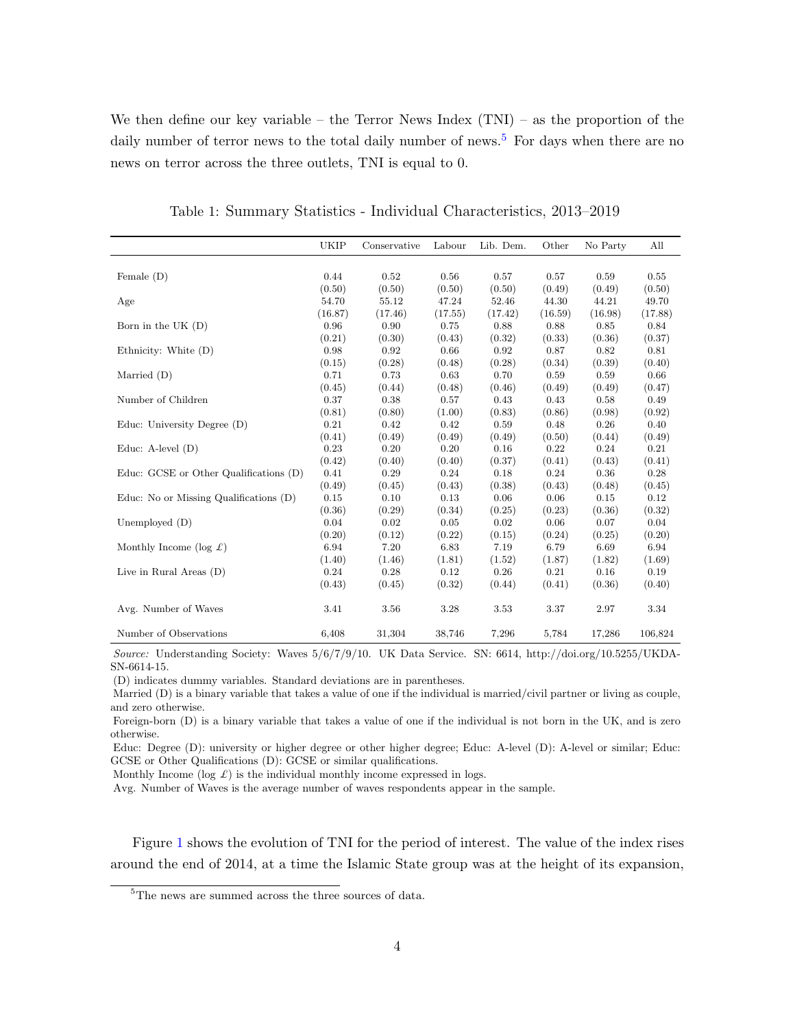We then define our key variable – the Terror News Index (TNI) – as the proportion of the daily number of terror news to the total daily number of news.[5] For days when there are no news on terror across the three outlets, TNI is equal to 0.

Table 1: Summary Statistics - Individual Characteristics, 2013–2019

| | UKIP | Conservative | Labour | Lib. Dem. | Other | No Party | All |
|---|---|---|---|---|---|---|---|
| Female (D) | 0.44 | 0.52 | 0.56 | 0.57 | 0.57 | 0.59 | 0.55 |
| | (0.50) | (0.50) | (0.50) | (0.50) | (0.49) | (0.49) | (0.50) |
| Age | 54.70 | 55.12 | 47.24 | 52.46 | 44.30 | 44.21 | 49.70 |
| | (16.87) | (17.46) | (17.55) | (17.42) | (16.59) | (16.98) | (17.88) |
| Born in the UK (D) | 0.96 | 0.90 | 0.75 | 0.88 | 0.88 | 0.85 | 0.84 |
| | (0.21) | (0.30) | (0.43) | (0.32) | (0.33) | (0.36) | (0.37) |
| Ethnicity: White (D) | 0.98 | 0.92 | 0.66 | 0.92 | 0.87 | 0.82 | 0.81 |
| | (0.15) | (0.28) | (0.48) | (0.28) | (0.34) | (0.39) | (0.40) |
| Married (D) | 0.71 | 0.73 | 0.63 | 0.70 | 0.59 | 0.59 | 0.66 |
| | (0.45) | (0.44) | (0.48) | (0.46) | (0.49) | (0.49) | (0.47) |
| Number of Children | 0.37 | 0.38 | 0.57 | 0.43 | 0.43 | 0.58 | 0.49 |
| | (0.81) | (0.80) | (1.00) | (0.83) | (0.86) | (0.98) | (0.92) |
| Educ: University Degree (D) | 0.21 | 0.42 | 0.42 | 0.59 | 0.48 | 0.26 | 0.40 |
| | (0.41) | (0.49) | (0.49) | (0.49) | (0.50) | (0.44) | (0.49) |
| Educ: A-level (D) | 0.23 | 0.20 | 0.20 | 0.16 | 0.22 | 0.24 | 0.21 |
| | (0.42) | (0.40) | (0.40) | (0.37) | (0.41) | (0.43) | (0.41) |
| Educ: GCSE or Other Qualifications (D) | 0.41 | 0.29 | 0.24 | 0.18 | 0.24 | 0.36 | 0.28 |
| | (0.49) | (0.45) | (0.43) | (0.38) | (0.43) | (0.48) | (0.45) |
| Educ: No or Missing Qualifications (D) | 0.15 | 0.10 | 0.13 | 0.06 | 0.06 | 0.15 | 0.12 |
| | (0.36) | (0.29) | (0.34) | (0.25) | (0.23) | (0.36) | (0.32) |
| Unemployed (D) | 0.04 | 0.02 | 0.05 | 0.02 | 0.06 | 0.07 | 0.04 |
| | (0.20) | (0.12) | (0.22) | (0.15) | (0.24) | (0.25) | (0.20) |
| Monthly Income (log £) | 6.94 | 7.20 | 6.83 | 7.19 | 6.79 | 6.69 | 6.94 |
| | (1.40) | (1.46) | (1.81) | (1.52) | (1.87) | (1.82) | (1.69) |
| Live in Rural Areas (D) | 0.24 | 0.28 | 0.12 | 0.26 | 0.21 | 0.16 | 0.19 |
| | (0.43) | (0.45) | (0.32) | (0.44) | (0.41) | (0.36) | (0.40) |
| Avg. Number of Waves | 3.41 | 3.56 | 3.28 | 3.53 | 3.37 | 2.97 | 3.34 |
| Number of Observations | 6,408 | 31,304 | 38,746 | 7,296 | 5,784 | 17,286 | 106,824 |

*Source:* Understanding Society: Waves 5/6/7/9/10. UK Data Service. SN: 6614, http://doi.org/10.5255/UKDA-SN-6614-15.

(D) indicates dummy variables. Standard deviations are in parentheses.

Married (D) is a binary variable that takes a value of one if the individual is married/civil partner or living as couple, and zero otherwise.

Foreign-born (D) is a binary variable that takes a value of one if the individual is not born in the UK, and is zero otherwise.

Educ: Degree (D): university or higher degree or other higher degree; Educ: A-level (D): A-level or similar; Educ: GCSE or Other Qualifications (D): GCSE or similar qualifications.

Monthly Income (log £) is the individual monthly income expressed in logs.

Avg. Number of Waves is the average number of waves respondents appear in the sample.

Figure 1 shows the evolution of TNI for the period of interest. The value of the index rises around the end of 2014, at a time the Islamic State group was at the height of its expansion,

[5] The news are summed across the three sources of data.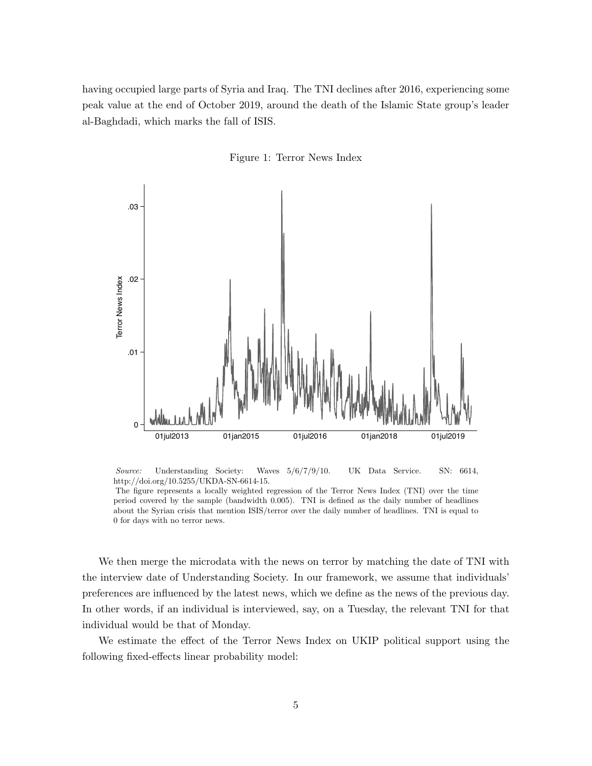having occupied large parts of Syria and Iraq. The TNI declines after 2016, experiencing some peak value at the end of October 2019, around the death of the Islamic State group's leader al-Baghdadi, which marks the fall of ISIS.

Figure 1: Terror News Index

*Source:* Understanding Society: Waves 5/6/7/9/10. UK Data Service. SN: 6614, http://doi.org/10.5255/UKDA-SN-6614-15.
The figure represents a locally weighted regression of the Terror News Index (TNI) over the time period covered by the sample (bandwidth 0.005). TNI is defined as the daily number of headlines about the Syrian crisis that mention ISIS/terror over the daily number of headlines. TNI is equal to 0 for days with no terror news.

We then merge the microdata with the news on terror by matching the date of TNI with the interview date of Understanding Society. In our framework, we assume that individuals' preferences are influenced by the latest news, which we define as the news of the previous day. In other words, if an individual is interviewed, say, on a Tuesday, the relevant TNI for that individual would be that of Monday.

We estimate the effect of the Terror News Index on UKIP political support using the following fixed-effects linear probability model: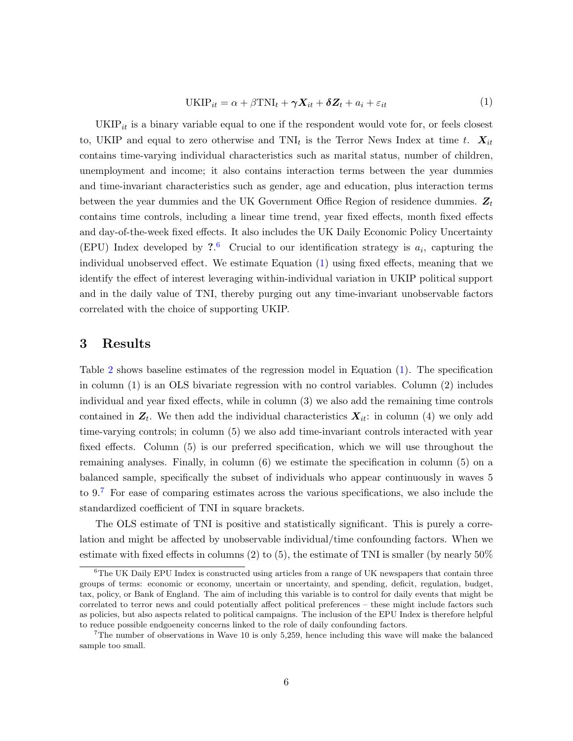$$\text{UKIP}_{it} = \alpha + \beta \text{TNI}_t + \boldsymbol{\gamma X}_{it} + \boldsymbol{\delta Z}_t + a_i + \varepsilon_{it} \tag{1}$$

$\text{UKIP}_{it}$ is a binary variable equal to one if the respondent would vote for, or feels closest to, UKIP and equal to zero otherwise and $\text{TNI}_t$ is the Terror News Index at time $t$. $\boldsymbol{X}_{it}$ contains time-varying individual characteristics such as marital status, number of children, unemployment and income; it also contains interaction terms between the year dummies and time-invariant characteristics such as gender, age and education, plus interaction terms between the year dummies and the UK Government Office Region of residence dummies. $\boldsymbol{Z}_t$ contains time controls, including a linear time trend, year fixed effects, month fixed effects and day-of-the-week fixed effects. It also includes the UK Daily Economic Policy Uncertainty (EPU) Index developed by ?.[6] Crucial to our identification strategy is $a_i$, capturing the individual unobserved effect. We estimate Equation (1) using fixed effects, meaning that we identify the effect of interest leveraging within-individual variation in UKIP political support and in the daily value of TNI, thereby purging out any time-invariant unobservable factors correlated with the choice of supporting UKIP.

## 3 Results

Table 2 shows baseline estimates of the regression model in Equation (1). The specification in column (1) is an OLS bivariate regression with no control variables. Column (2) includes individual and year fixed effects, while in column (3) we also add the remaining time controls contained in $\boldsymbol{Z}_t$. We then add the individual characteristics $\boldsymbol{X}_{it}$: in column (4) we only add time-varying controls; in column (5) we also add time-invariant controls interacted with year fixed effects. Column (5) is our preferred specification, which we will use throughout the remaining analyses. Finally, in column (6) we estimate the specification in column (5) on a balanced sample, specifically the subset of individuals who appear continuously in waves 5 to 9.[7] For ease of comparing estimates across the various specifications, we also include the standardized coefficient of TNI in square brackets.

The OLS estimate of TNI is positive and statistically significant. This is purely a correlation and might be affected by unobservable individual/time confounding factors. When we estimate with fixed effects in columns (2) to (5), the estimate of TNI is smaller (by nearly 50%

[6] The UK Daily EPU Index is constructed using articles from a range of UK newspapers that contain three groups of terms: economic or economy, uncertain or uncertainty, and spending, deficit, regulation, budget, tax, policy, or Bank of England. The aim of including this variable is to control for daily events that might be correlated to terror news and could potentially affect political preferences – these might include factors such as policies, but also aspects related to political campaigns. The inclusion of the EPU Index is therefore helpful to reduce possible endgoeneity concerns linked to the role of daily confounding factors.

[7] The number of observations in Wave 10 is only 5,259, hence including this wave will make the balanced sample too small.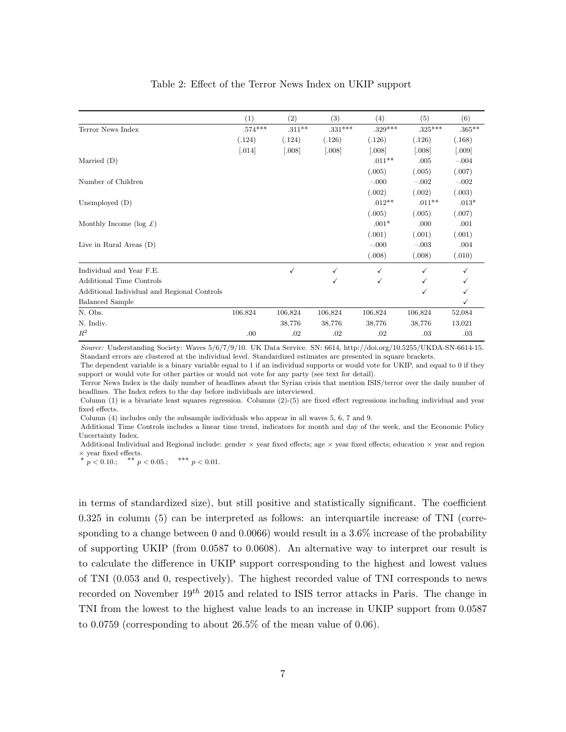Table 2: Effect of the Terror News Index on UKIP support

| | (1) | (2) | (3) | (4) | (5) | (6) |
|---|---|---|---|---|---|---|
| Terror News Index | .574*** | .311** | .331*** | .329*** | .325*** | .365** |
| | (.124) | (.124) | (.126) | (.126) | (.126) | (.168) |
| | [.014] | [.008] | [.008] | [.008] | [.008] | [.009] |
| Married (D) | | | | .011** | .005 | −.004 |
| | | | | (.005) | (.005) | (.007) |
| Number of Children | | | | −.000 | −.002 | −.002 |
| | | | | (.002) | (.002) | (.003) |
| Unemployed (D) | | | | .012** | .011** | .013* |
| | | | | (.005) | (.005) | (.007) |
| Monthly Income (log £) | | | | .001* | .000 | .001 |
| | | | | (.001) | (.001) | (.001) |
| Live in Rural Areas (D) | | | | −.000 | −.003 | .004 |
| | | | | (.008) | (.008) | (.010) |
| Individual and Year F.E. | | ✓ | ✓ | ✓ | ✓ | ✓ |
| Additional Time Controls | | | ✓ | ✓ | ✓ | ✓ |
| Additional Individual and Regional Controls | | | | | ✓ | ✓ |
| Balanced Sample | | | | | | ✓ |
| N. Obs. | 106,824 | 106,824 | 106,824 | 106,824 | 106,824 | 52,084 |
| N. Indiv. | | 38,776 | 38,776 | 38,776 | 38,776 | 13,021 |
| $R^2$ | .00 | .02 | .02 | .02 | .03 | .03 |

*Source:* Understanding Society: Waves 5/6/7/9/10. UK Data Service. SN: 6614, http://doi.org/10.5255/UKDA-SN-6614-15. Standard errors are clustered at the individual level. Standardized estimates are presented in square brackets.

The dependent variable is a binary variable equal to 1 if an individual supports or would vote for UKIP, and equal to 0 if they support or would vote for other parties or would not vote for any party (see text for detail).

Terror News Index is the daily number of headlines about the Syrian crisis that mention ISIS/terror over the daily number of headlines. The Index refers to the day before individuals are interviewed.

Column (1) is a bivariate least squares regression. Columns (2)-(5) are fixed effect regressions including individual and year fixed effects.

Column (4) includes only the subsample individuals who appear in all waves 5, 6, 7 and 9.

Additional Time Controls includes a linear time trend, indicators for month and day of the week, and the Economic Policy Uncertainty Index.

Additional Individual and Regional include: gender × year fixed effects; age × year fixed effects; education × year and region × year fixed effects.

$^{*}$ $p < 0.10$.; $^{**}$ $p < 0.05$.; $^{***}$ $p < 0.01$.

in terms of standardized size), but still positive and statistically significant. The coefficient 0.325 in column (5) can be interpreted as follows: an interquartile increase of TNI (corresponding to a change between 0 and 0.0066) would result in a 3.6% increase of the probability of supporting UKIP (from 0.0587 to 0.0608). An alternative way to interpret our result is to calculate the difference in UKIP support corresponding to the highest and lowest values of TNI (0.053 and 0, respectively). The highest recorded value of TNI corresponds to news recorded on November $19^{th}$ 2015 and related to ISIS terror attacks in Paris. The change in TNI from the lowest to the highest value leads to an increase in UKIP support from 0.0587 to 0.0759 (corresponding to about 26.5% of the mean value of 0.06).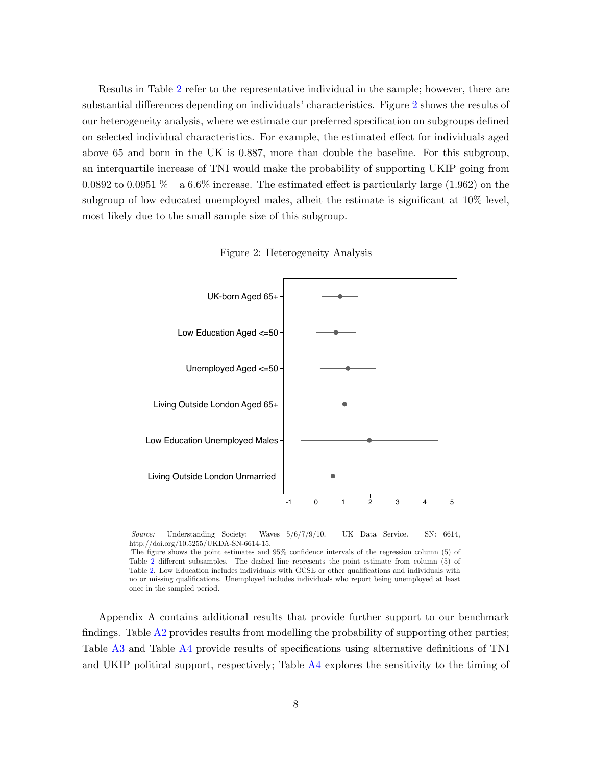Results in Table 2 refer to the representative individual in the sample; however, there are substantial differences depending on individuals' characteristics. Figure 2 shows the results of our heterogeneity analysis, where we estimate our preferred specification on subgroups defined on selected individual characteristics. For example, the estimated effect for individuals aged above 65 and born in the UK is 0.887, more than double the baseline. For this subgroup, an interquartile increase of TNI would make the probability of supporting UKIP going from 0.0892 to 0.0951 % – a 6.6% increase. The estimated effect is particularly large (1.962) on the subgroup of low educated unemployed males, albeit the estimate is significant at 10% level, most likely due to the small sample size of this subgroup.

Figure 2: Heterogeneity Analysis

*Source:* Understanding Society: Waves 5/6/7/9/10. UK Data Service. SN: 6614, http://doi.org/10.5255/UKDA-SN-6614-15.
The figure shows the point estimates and 95% confidence intervals of the regression column (5) of Table 2 different subsamples. The dashed line represents the point estimate from column (5) of Table 2. Low Education includes individuals with GCSE or other qualifications and individuals with no or missing qualifications. Unemployed includes individuals who report being unemployed at least once in the sampled period.

Appendix A contains additional results that provide further support to our benchmark findings. Table A2 provides results from modelling the probability of supporting other parties; Table A3 and Table A4 provide results of specifications using alternative definitions of TNI and UKIP political support, respectively; Table A4 explores the sensitivity to the timing of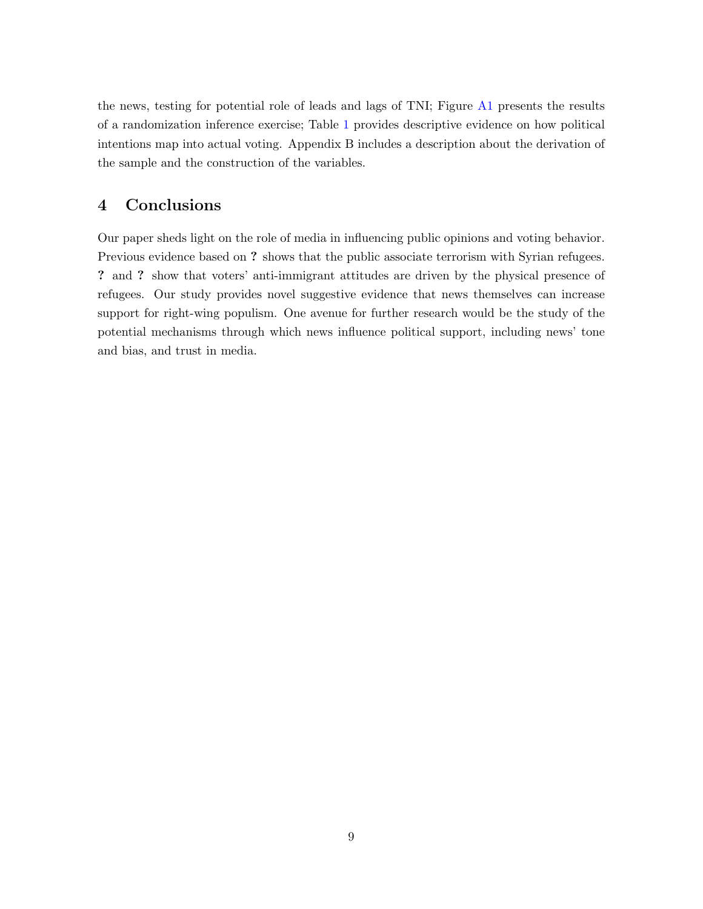the news, testing for potential role of leads and lags of TNI; Figure A1 presents the results of a randomization inference exercise; Table 1 provides descriptive evidence on how political intentions map into actual voting. Appendix B includes a description about the derivation of the sample and the construction of the variables.

## 4 Conclusions

Our paper sheds light on the role of media in influencing public opinions and voting behavior. Previous evidence based on **?** shows that the public associate terrorism with Syrian refugees. **?** and **?** show that voters' anti-immigrant attitudes are driven by the physical presence of refugees. Our study provides novel suggestive evidence that news themselves can increase support for right-wing populism. One avenue for further research would be the study of the potential mechanisms through which news influence political support, including news' tone and bias, and trust in media.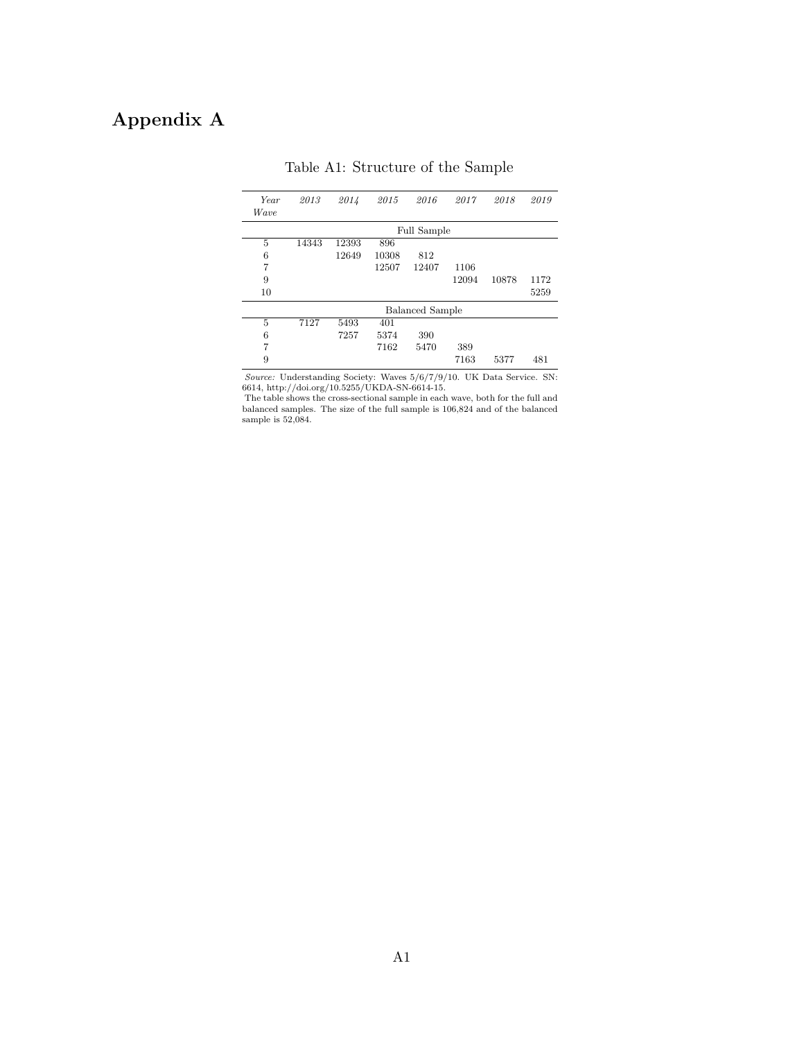# Appendix A

Table A1: Structure of the Sample

| *Year* / *Wave* | *2013* | *2014* | *2015* | *2016* | *2017* | *2018* | *2019* |
|---|---|---|---|---|---|---|---|
| | | | | Full Sample | | | |
| 5 | 14343 | 12393 | 896 | | | | |
| 6 | | 12649 | 10308 | 812 | | | |
| 7 | | | 12507 | 12407 | 1106 | | |
| 9 | | | | | 12094 | 10878 | 1172 |
| 10 | | | | | | | 5259 |
| | | | | Balanced Sample | | | |
| 5 | 7127 | 5493 | 401 | | | | |
| 6 | | 7257 | 5374 | 390 | | | |
| 7 | | | 7162 | 5470 | 389 | | |
| 9 | | | | | 7163 | 5377 | 481 |

*Source:* Understanding Society: Waves 5/6/7/9/10. UK Data Service. SN: 6614, http://doi.org/10.5255/UKDA-SN-6614-15.
The table shows the cross-sectional sample in each wave, both for the full and balanced samples. The size of the full sample is 106,824 and of the balanced sample is 52,084.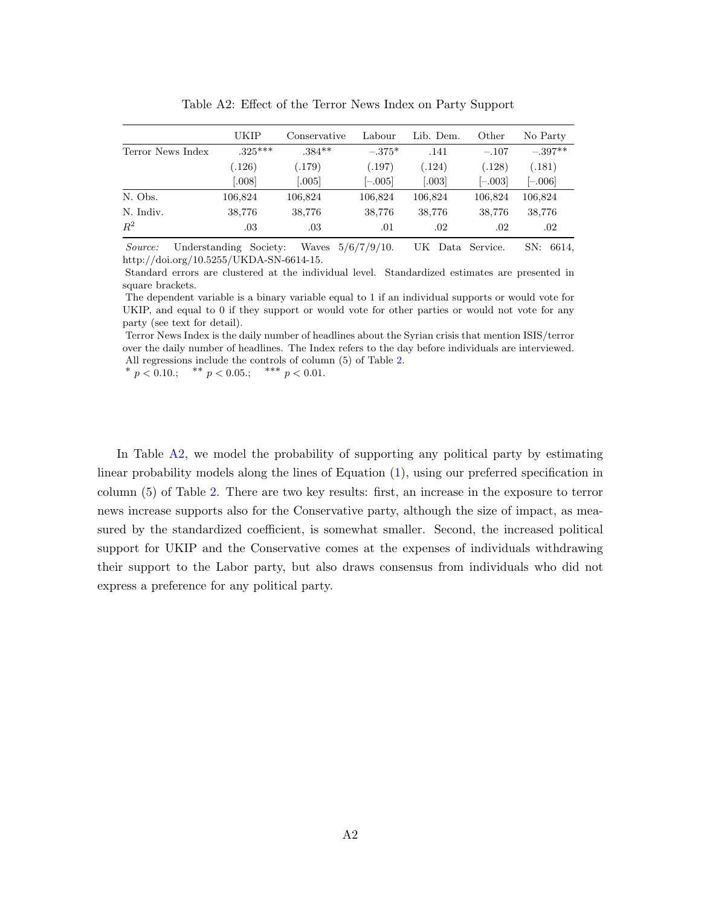Table A2: Effect of the Terror News Index on Party Support

| | UKIP | Conservative | Labour | Lib. Dem. | Other | No Party |
|---|---|---|---|---|---|---|
| Terror News Index | .325*** | .384** | −.375* | .141 | −.107 | −.397** |
| | (.126) | (.179) | (.197) | (.124) | (.128) | (.181) |
| | [.008] | [.005] | [−.005] | [.003] | [−.003] | [−.006] |
| N. Obs. | 106,824 | 106,824 | 106,824 | 106,824 | 106,824 | 106,824 |
| N. Indiv. | 38,776 | 38,776 | 38,776 | 38,776 | 38,776 | 38,776 |
| $R^2$ | .03 | .03 | .01 | .02 | .02 | .02 |

*Source:* Understanding Society: Waves 5/6/7/9/10. UK Data Service. SN: 6614, http://doi.org/10.5255/UKDA-SN-6614-15.

Standard errors are clustered at the individual level. Standardized estimates are presented in square brackets.

The dependent variable is a binary variable equal to 1 if an individual supports or would vote for UKIP, and equal to 0 if they support or would vote for other parties or would not vote for any party (see text for detail).

Terror News Index is the daily number of headlines about the Syrian crisis that mention ISIS/terror over the daily number of headlines. The Index refers to the day before individuals are interviewed. All regressions include the controls of column (5) of Table 2.

* $p < 0.10$.; ** $p < 0.05$.; *** $p < 0.01$.

In Table A2, we model the probability of supporting any political party by estimating linear probability models along the lines of Equation (1), using our preferred specification in column (5) of Table 2. There are two key results: first, an increase in the exposure to terror news increase supports also for the Conservative party, although the size of impact, as measured by the standardized coefficient, is somewhat smaller. Second, the increased political support for UKIP and the Conservative comes at the expenses of individuals withdrawing their support to the Labor party, but also draws consensus from individuals who did not express a preference for any political party.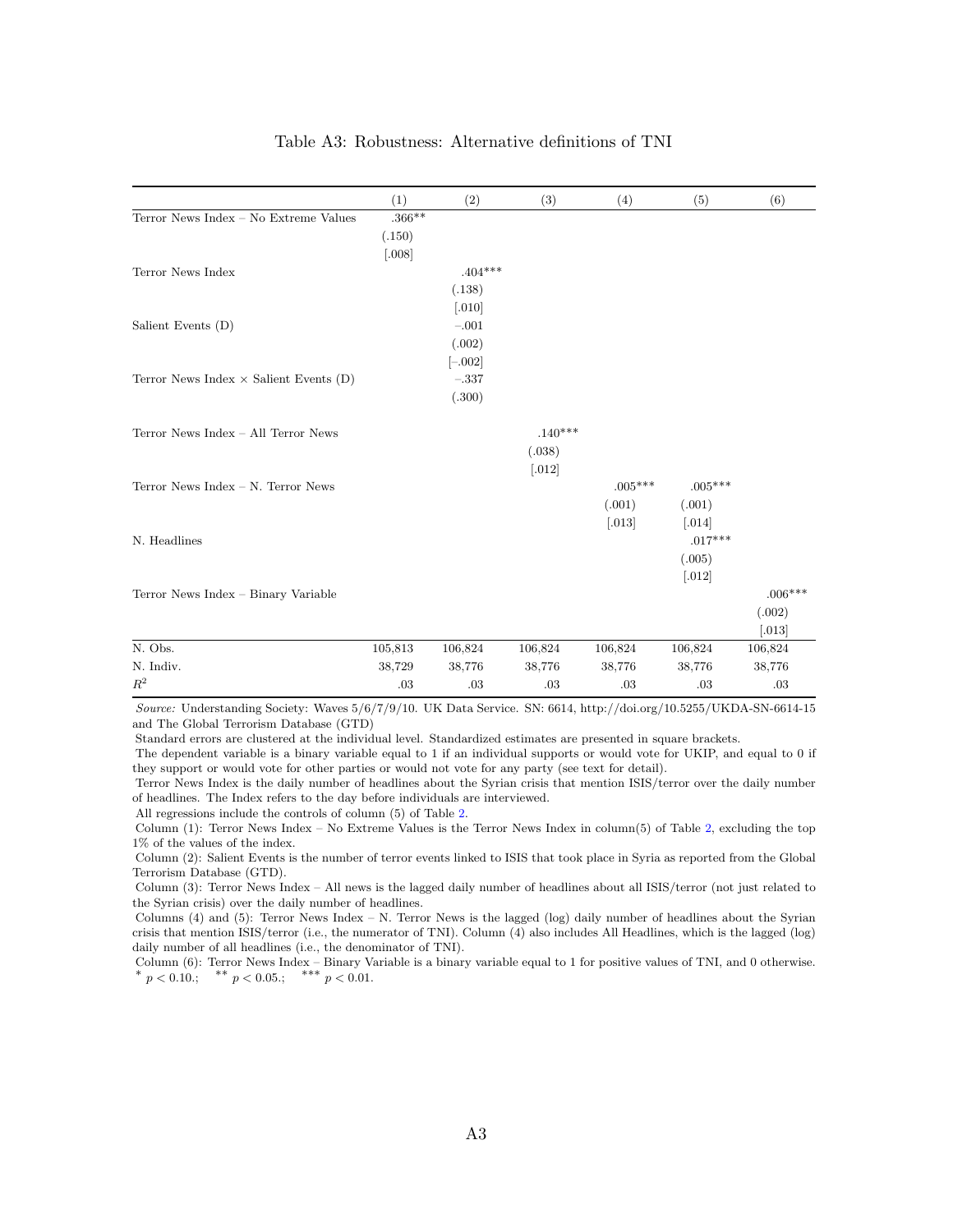Table A3: Robustness: Alternative definitions of TNI

| | (1) | (2) | (3) | (4) | (5) | (6) |
|---|---|---|---|---|---|---|
| Terror News Index – No Extreme Values | .366** | | | | | |
| | (.150) | | | | | |
| | [.008] | | | | | |
| Terror News Index | | .404*** | | | | |
| | | (.138) | | | | |
| | | [.010] | | | | |
| Salient Events (D) | | −.001 | | | | |
| | | (.002) | | | | |
| | | [−.002] | | | | |
| Terror News Index × Salient Events (D) | | −.337 | | | | |
| | | (.300) | | | | |
| Terror News Index – All Terror News | | | .140*** | | | |
| | | | (.038) | | | |
| | | | [.012] | | | |
| Terror News Index – N. Terror News | | | | .005*** | .005*** | |
| | | | | (.001) | (.001) | |
| | | | | [.013] | [.014] | |
| N. Headlines | | | | | .017*** | |
| | | | | | (.005) | |
| | | | | | [.012] | |
| Terror News Index – Binary Variable | | | | | | .006*** |
| | | | | | | (.002) |
| | | | | | | [.013] |
| N. Obs. | 105,813 | 106,824 | 106,824 | 106,824 | 106,824 | 106,824 |
| N. Indiv. | 38,729 | 38,776 | 38,776 | 38,776 | 38,776 | 38,776 |
| $R^2$ | .03 | .03 | .03 | .03 | .03 | .03 |

*Source:* Understanding Society: Waves 5/6/7/9/10. UK Data Service. SN: 6614, http://doi.org/10.5255/UKDA-SN-6614-15 and The Global Terrorism Database (GTD)

Standard errors are clustered at the individual level. Standardized estimates are presented in square brackets.

The dependent variable is a binary variable equal to 1 if an individual supports or would vote for UKIP, and equal to 0 if they support or would vote for other parties or would not vote for any party (see text for detail).

Terror News Index is the daily number of headlines about the Syrian crisis that mention ISIS/terror over the daily number of headlines. The Index refers to the day before individuals are interviewed.

All regressions include the controls of column (5) of Table 2.

Column (1): Terror News Index – No Extreme Values is the Terror News Index in column(5) of Table 2, excluding the top 1% of the values of the index.

Column (2): Salient Events is the number of terror events linked to ISIS that took place in Syria as reported from the Global Terrorism Database (GTD).

Column (3): Terror News Index – All news is the lagged daily number of headlines about all ISIS/terror (not just related to the Syrian crisis) over the daily number of headlines.

Columns (4) and (5): Terror News Index – N. Terror News is the lagged (log) daily number of headlines about the Syrian crisis that mention ISIS/terror (i.e., the numerator of TNI). Column (4) also includes All Headlines, which is the lagged (log) daily number of all headlines (i.e., the denominator of TNI).

Column (6): Terror News Index – Binary Variable is a binary variable equal to 1 for positive values of TNI, and 0 otherwise.
* $p < 0.10$.; ** $p < 0.05$.; *** $p < 0.01$.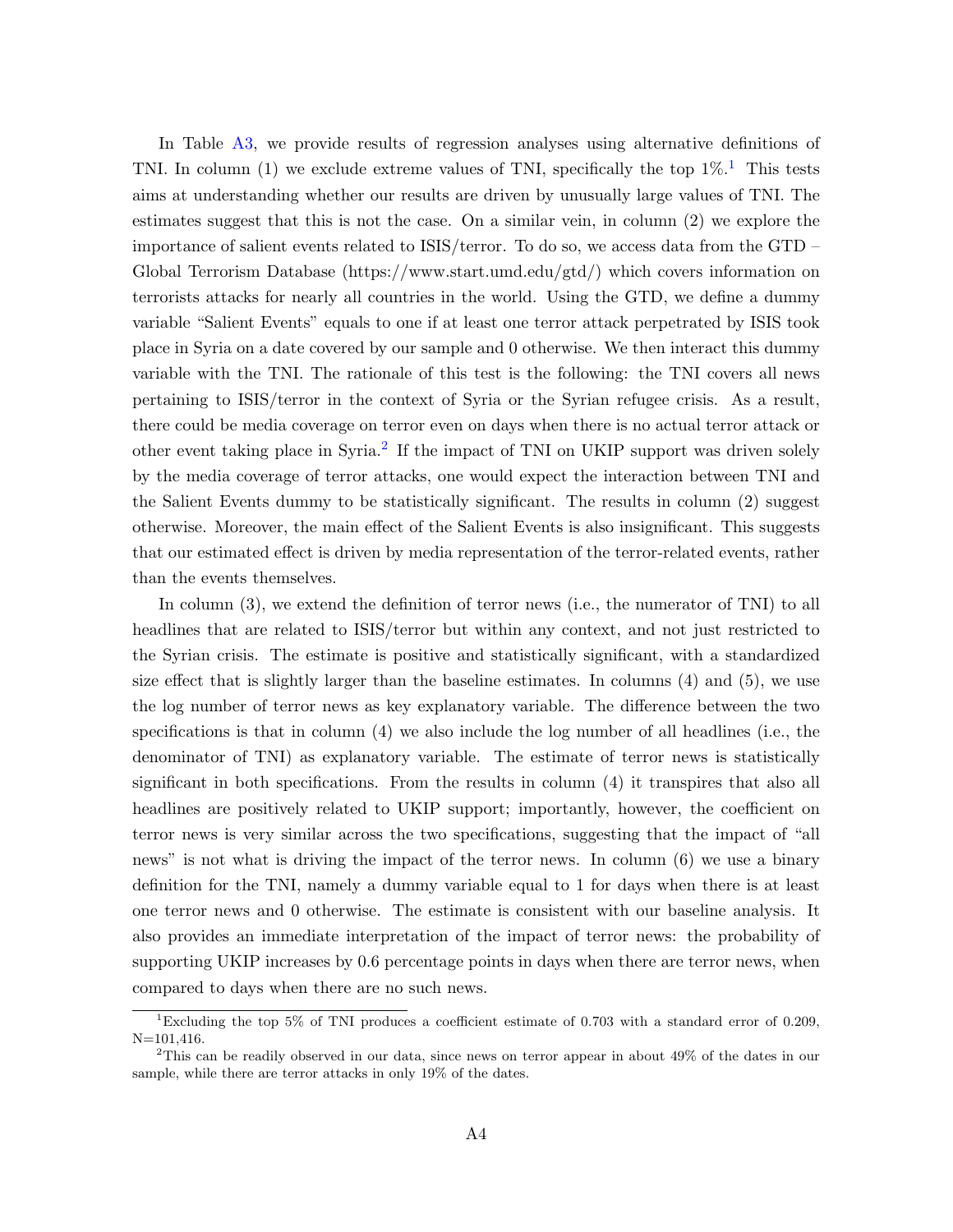In Table A3, we provide results of regression analyses using alternative definitions of TNI. In column (1) we exclude extreme values of TNI, specifically the top 1%.[1] This tests aims at understanding whether our results are driven by unusually large values of TNI. The estimates suggest that this is not the case. On a similar vein, in column (2) we explore the importance of salient events related to ISIS/terror. To do so, we access data from the GTD – Global Terrorism Database (https://www.start.umd.edu/gtd/) which covers information on terrorists attacks for nearly all countries in the world. Using the GTD, we define a dummy variable "Salient Events" equals to one if at least one terror attack perpetrated by ISIS took place in Syria on a date covered by our sample and 0 otherwise. We then interact this dummy variable with the TNI. The rationale of this test is the following: the TNI covers all news pertaining to ISIS/terror in the context of Syria or the Syrian refugee crisis. As a result, there could be media coverage on terror even on days when there is no actual terror attack or other event taking place in Syria.[2] If the impact of TNI on UKIP support was driven solely by the media coverage of terror attacks, one would expect the interaction between TNI and the Salient Events dummy to be statistically significant. The results in column (2) suggest otherwise. Moreover, the main effect of the Salient Events is also insignificant. This suggests that our estimated effect is driven by media representation of the terror-related events, rather than the events themselves.

In column (3), we extend the definition of terror news (i.e., the numerator of TNI) to all headlines that are related to ISIS/terror but within any context, and not just restricted to the Syrian crisis. The estimate is positive and statistically significant, with a standardized size effect that is slightly larger than the baseline estimates. In columns (4) and (5), we use the log number of terror news as key explanatory variable. The difference between the two specifications is that in column (4) we also include the log number of all headlines (i.e., the denominator of TNI) as explanatory variable. The estimate of terror news is statistically significant in both specifications. From the results in column (4) it transpires that also all headlines are positively related to UKIP support; importantly, however, the coefficient on terror news is very similar across the two specifications, suggesting that the impact of "all news" is not what is driving the impact of the terror news. In column (6) we use a binary definition for the TNI, namely a dummy variable equal to 1 for days when there is at least one terror news and 0 otherwise. The estimate is consistent with our baseline analysis. It also provides an immediate interpretation of the impact of terror news: the probability of supporting UKIP increases by 0.6 percentage points in days when there are terror news, when compared to days when there are no such news.

---

[1] Excluding the top 5% of TNI produces a coefficient estimate of 0.703 with a standard error of 0.209, N=101,416.

[2] This can be readily observed in our data, since news on terror appear in about 49% of the dates in our sample, while there are terror attacks in only 19% of the dates.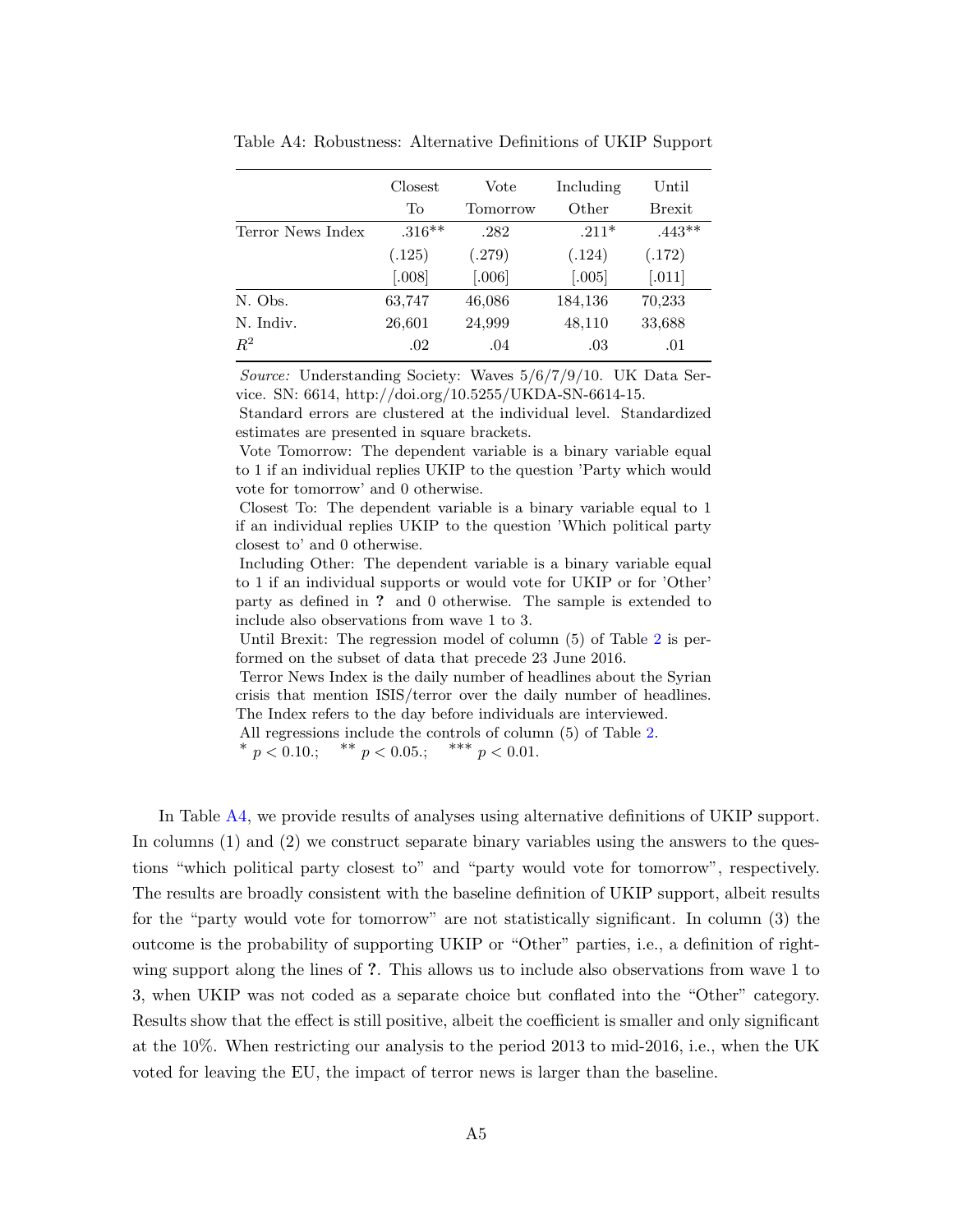Table A4: Robustness: Alternative Definitions of UKIP Support

| | Closest To | Vote Tomorrow | Including Other | Until Brexit |
|---|---|---|---|---|
| Terror News Index | .316** | .282 | .211* | .443** |
| | (.125) | (.279) | (.124) | (.172) |
| | [.008] | [.006] | [.005] | [.011] |
| N. Obs. | 63,747 | 46,086 | 184,136 | 70,233 |
| N. Indiv. | 26,601 | 24,999 | 48,110 | 33,688 |
| $R^2$ | .02 | .04 | .03 | .01 |

*Source:* Understanding Society: Waves 5/6/7/9/10. UK Data Service. SN: 6614, http://doi.org/10.5255/UKDA-SN-6614-15.

Standard errors are clustered at the individual level. Standardized estimates are presented in square brackets.

Vote Tomorrow: The dependent variable is a binary variable equal to 1 if an individual replies UKIP to the question 'Party which would vote for tomorrow' and 0 otherwise.

Closest To: The dependent variable is a binary variable equal to 1 if an individual replies UKIP to the question 'Which political party closest to' and 0 otherwise.

Including Other: The dependent variable is a binary variable equal to 1 if an individual supports or would vote for UKIP or for 'Other' party as defined in **?** and 0 otherwise. The sample is extended to include also observations from wave 1 to 3.

Until Brexit: The regression model of column (5) of Table 2 is performed on the subset of data that precede 23 June 2016.

Terror News Index is the daily number of headlines about the Syrian crisis that mention ISIS/terror over the daily number of headlines. The Index refers to the day before individuals are interviewed.

All regressions include the controls of column (5) of Table 2.

$^{*}$ $p < 0.10$.; $^{**}$ $p < 0.05$.; $^{***}$ $p < 0.01$.

In Table A4, we provide results of analyses using alternative definitions of UKIP support. In columns (1) and (2) we construct separate binary variables using the answers to the questions "which political party closest to" and "party would vote for tomorrow", respectively. The results are broadly consistent with the baseline definition of UKIP support, albeit results for the "party would vote for tomorrow" are not statistically significant. In column (3) the outcome is the probability of supporting UKIP or "Other" parties, i.e., a definition of right-wing support along the lines of **?**. This allows us to include also observations from wave 1 to 3, when UKIP was not coded as a separate choice but conflated into the "Other" category. Results show that the effect is still positive, albeit the coefficient is smaller and only significant at the 10%. When restricting our analysis to the period 2013 to mid-2016, i.e., when the UK voted for leaving the EU, the impact of terror news is larger than the baseline.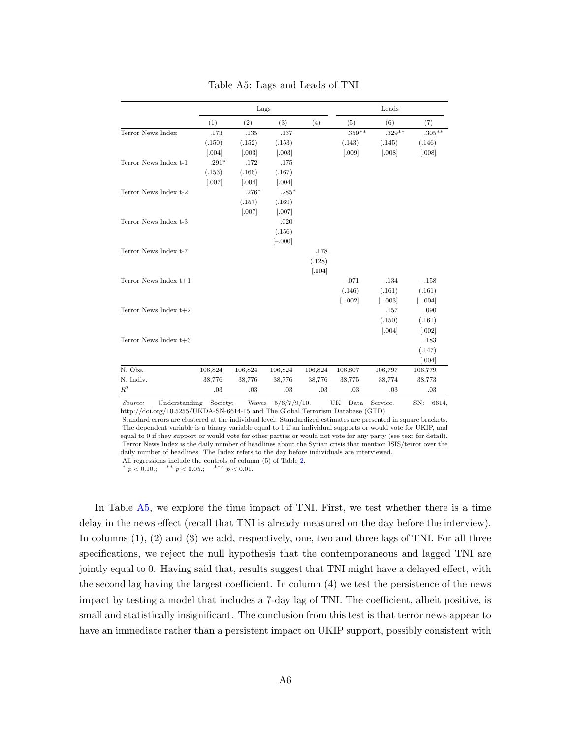Table A5: Lags and Leads of TNI

| | Lags | | | | Leads | | |
|---|---|---|---|---|---|---|---|
| | (1) | (2) | (3) | (4) | (5) | (6) | (7) |
| Terror News Index | .173 | .135 | .137 | | .359** | .329** | .305** |
| | (.150) | (.152) | (.153) | | (.143) | (.145) | (.146) |
| | [.004] | [.003] | [.003] | | [.009] | [.008] | [.008] |
| Terror News Index t-1 | .291* | .172 | .175 | | | | |
| | (.153) | (.166) | (.167) | | | | |
| | [.007] | [.004] | [.004] | | | | |
| Terror News Index t-2 | | .276* | .285* | | | | |
| | | (.157) | (.169) | | | | |
| | | [.007] | [.007] | | | | |
| Terror News Index t-3 | | | −.020 | | | | |
| | | | (.156) | | | | |
| | | | [−.000] | | | | |
| Terror News Index t-7 | | | | .178 | | | |
| | | | | (.128) | | | |
| | | | | [.004] | | | |
| Terror News Index t+1 | | | | | −.071 | −.134 | −.158 |
| | | | | | (.146) | (.161) | (.161) |
| | | | | | [−.002] | [−.003] | [−.004] |
| Terror News Index t+2 | | | | | | .157 | .090 |
| | | | | | | (.150) | (.161) |
| | | | | | | [.004] | [.002] |
| Terror News Index t+3 | | | | | | | .183 |
| | | | | | | | (.147) |
| | | | | | | | [.004] |
| N. Obs. | 106,824 | 106,824 | 106,824 | 106,824 | 106,807 | 106,797 | 106,779 |
| N. Indiv. | 38,776 | 38,776 | 38,776 | 38,776 | 38,775 | 38,774 | 38,773 |
| $R^2$ | .03 | .03 | .03 | .03 | .03 | .03 | .03 |

*Source:* Understanding Society: Waves 5/6/7/9/10. UK Data Service. SN: 6614, http://doi.org/10.5255/UKDA-SN-6614-15 and The Global Terrorism Database (GTD)
Standard errors are clustered at the individual level. Standardized estimates are presented in square brackets.
The dependent variable is a binary variable equal to 1 if an individual supports or would vote for UKIP, and equal to 0 if they support or would vote for other parties or would not vote for any party (see text for detail).
Terror News Index is the daily number of headlines about the Syrian crisis that mention ISIS/terror over the daily number of headlines. The Index refers to the day before individuals are interviewed.
All regressions include the controls of column (5) of Table 2.
* $p < 0.10$.; ** $p < 0.05$.; *** $p < 0.01$.

In Table A5, we explore the time impact of TNI. First, we test whether there is a time delay in the news effect (recall that TNI is already measured on the day before the interview). In columns (1), (2) and (3) we add, respectively, one, two and three lags of TNI. For all three specifications, we reject the null hypothesis that the contemporaneous and lagged TNI are jointly equal to 0. Having said that, results suggest that TNI might have a delayed effect, with the second lag having the largest coefficient. In column (4) we test the persistence of the news impact by testing a model that includes a 7-day lag of TNI. The coefficient, albeit positive, is small and statistically insignificant. The conclusion from this test is that terror news appear to have an immediate rather than a persistent impact on UKIP support, possibly consistent with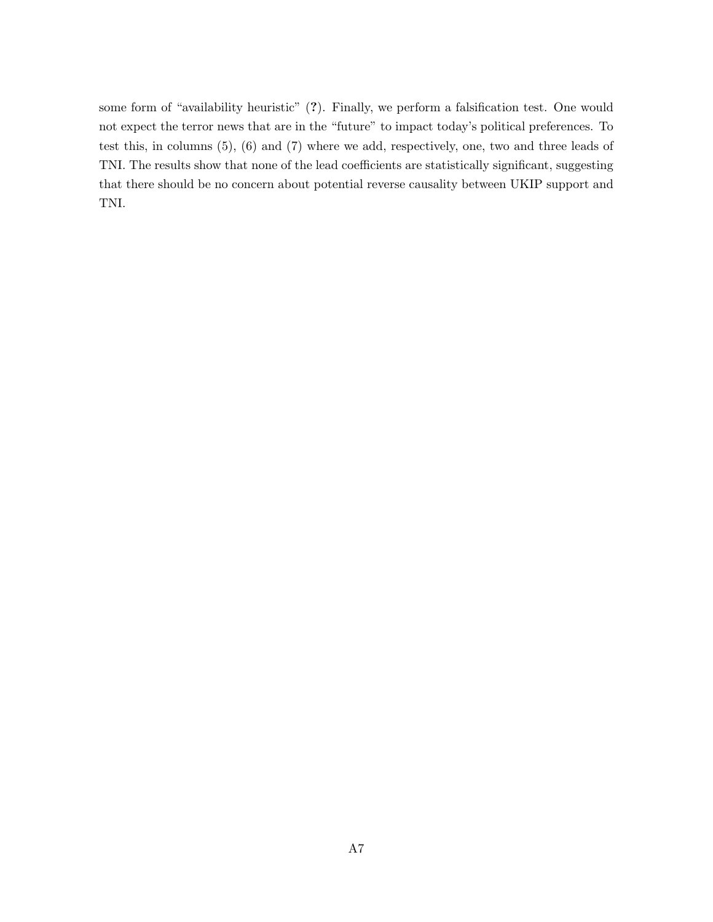some form of "availability heuristic" (**?**). Finally, we perform a falsification test. One would not expect the terror news that are in the "future" to impact today's political preferences. To test this, in columns (5), (6) and (7) where we add, respectively, one, two and three leads of TNI. The results show that none of the lead coefficients are statistically significant, suggesting that there should be no concern about potential reverse causality between UKIP support and TNI.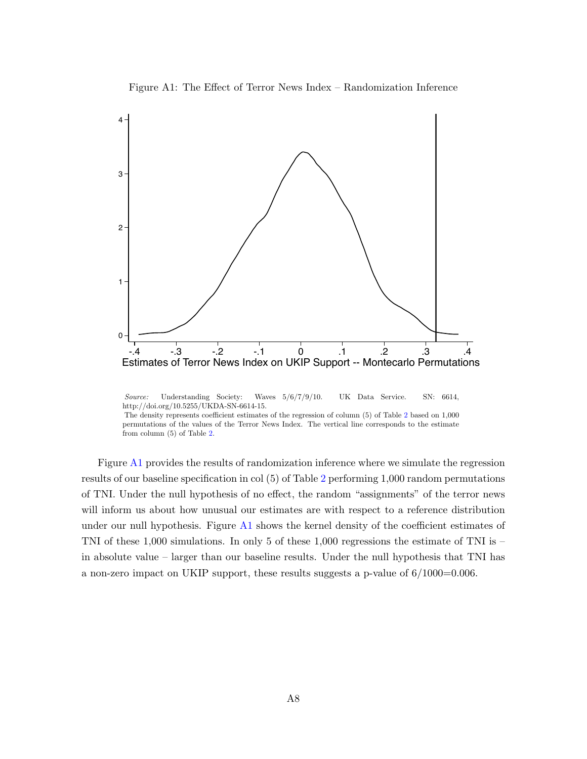Figure A1: The Effect of Terror News Index – Randomization Inference

*Source:* Understanding Society: Waves 5/6/7/9/10. UK Data Service. SN: 6614, http://doi.org/10.5255/UKDA-SN-6614-15.
The density represents coefficient estimates of the regression of column (5) of Table 2 based on 1,000 permutations of the values of the Terror News Index. The vertical line corresponds to the estimate from column (5) of Table 2.

Figure A1 provides the results of randomization inference where we simulate the regression results of our baseline specification in col (5) of Table 2 performing 1,000 random permutations of TNI. Under the null hypothesis of no effect, the random "assignments" of the terror news will inform us about how unusual our estimates are with respect to a reference distribution under our null hypothesis. Figure A1 shows the kernel density of the coefficient estimates of TNI of these 1,000 simulations. In only 5 of these 1,000 regressions the estimate of TNI is – in absolute value – larger than our baseline results. Under the null hypothesis that TNI has a non-zero impact on UKIP support, these results suggests a p-value of 6/1000=0.006.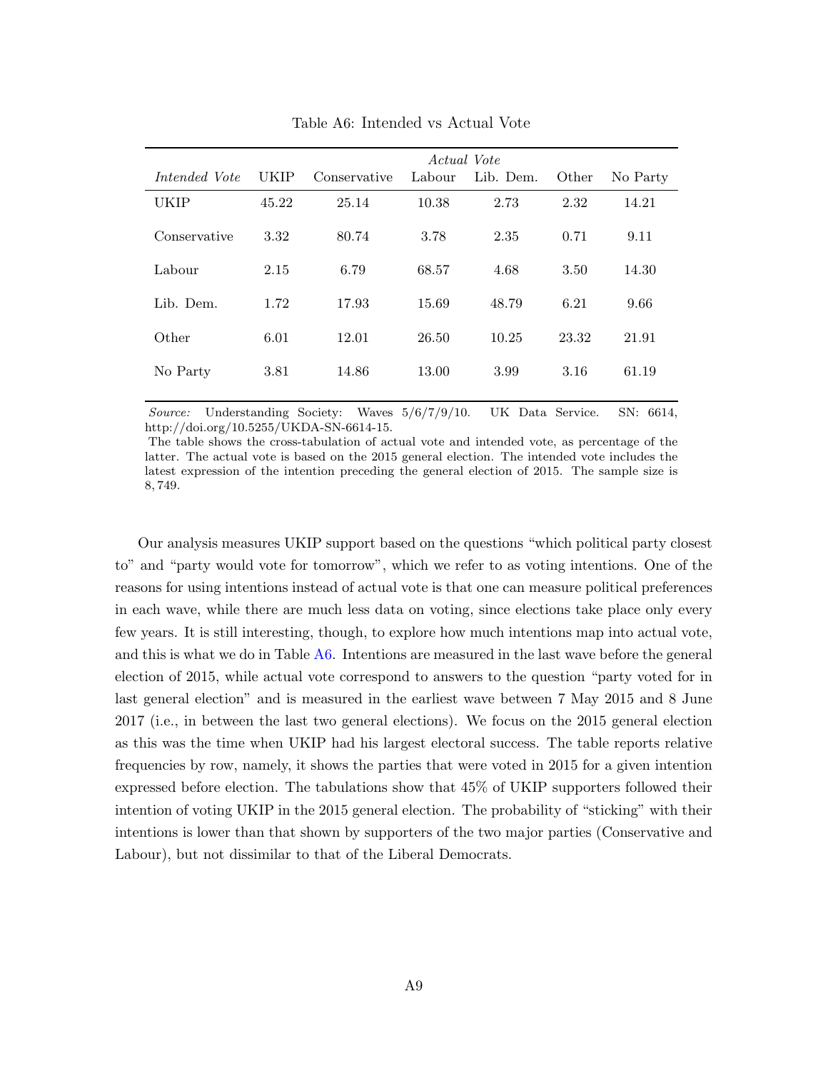Table A6: Intended vs Actual Vote

| | *Actual Vote* | | | | | |
|---|---|---|---|---|---|---|
| *Intended Vote* | UKIP | Conservative | Labour | Lib. Dem. | Other | No Party |
| UKIP | 45.22 | 25.14 | 10.38 | 2.73 | 2.32 | 14.21 |
| Conservative | 3.32 | 80.74 | 3.78 | 2.35 | 0.71 | 9.11 |
| Labour | 2.15 | 6.79 | 68.57 | 4.68 | 3.50 | 14.30 |
| Lib. Dem. | 1.72 | 17.93 | 15.69 | 48.79 | 6.21 | 9.66 |
| Other | 6.01 | 12.01 | 26.50 | 10.25 | 23.32 | 21.91 |
| No Party | 3.81 | 14.86 | 13.00 | 3.99 | 3.16 | 61.19 |

*Source:* Understanding Society: Waves 5/6/7/9/10. UK Data Service. SN: 6614, http://doi.org/10.5255/UKDA-SN-6614-15.
The table shows the cross-tabulation of actual vote and intended vote, as percentage of the latter. The actual vote is based on the 2015 general election. The intended vote includes the latest expression of the intention preceding the general election of 2015. The sample size is 8,749.

Our analysis measures UKIP support based on the questions "which political party closest to" and "party would vote for tomorrow", which we refer to as voting intentions. One of the reasons for using intentions instead of actual vote is that one can measure political preferences in each wave, while there are much less data on voting, since elections take place only every few years. It is still interesting, though, to explore how much intentions map into actual vote, and this is what we do in Table A6. Intentions are measured in the last wave before the general election of 2015, while actual vote correspond to answers to the question "party voted for in last general election" and is measured in the earliest wave between 7 May 2015 and 8 June 2017 (i.e., in between the last two general elections). We focus on the 2015 general election as this was the time when UKIP had his largest electoral success. The table reports relative frequencies by row, namely, it shows the parties that were voted in 2015 for a given intention expressed before election. The tabulations show that 45% of UKIP supporters followed their intention of voting UKIP in the 2015 general election. The probability of "sticking" with their intentions is lower than that shown by supporters of the two major parties (Conservative and Labour), but not dissimilar to that of the Liberal Democrats.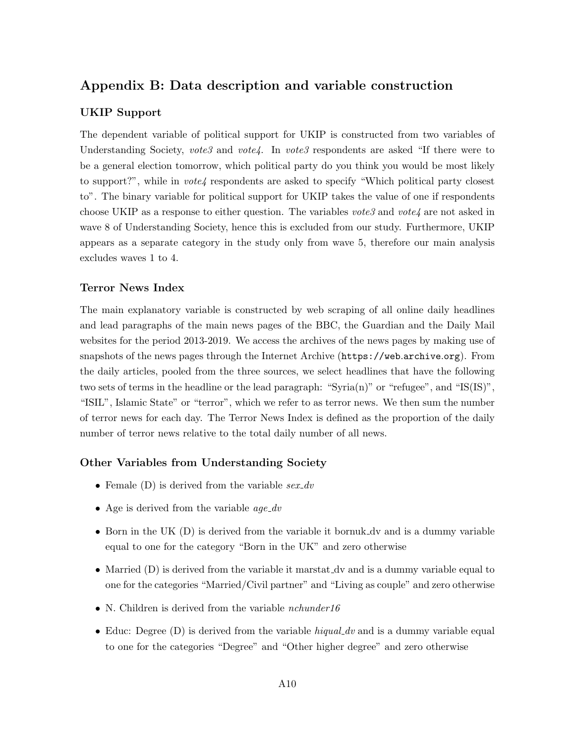## Appendix B: Data description and variable construction

### UKIP Support

The dependent variable of political support for UKIP is constructed from two variables of Understanding Society, *vote3* and *vote4*. In *vote3* respondents are asked "If there were to be a general election tomorrow, which political party do you think you would be most likely to support?", while in *vote4* respondents are asked to specify "Which political party closest to". The binary variable for political support for UKIP takes the value of one if respondents choose UKIP as a response to either question. The variables *vote3* and *vote4* are not asked in wave 8 of Understanding Society, hence this is excluded from our study. Furthermore, UKIP appears as a separate category in the study only from wave 5, therefore our main analysis excludes waves 1 to 4.

### Terror News Index

The main explanatory variable is constructed by web scraping of all online daily headlines and lead paragraphs of the main news pages of the BBC, the Guardian and the Daily Mail websites for the period 2013-2019. We access the archives of the news pages by making use of snapshots of the news pages through the Internet Archive (`https://web.archive.org`). From the daily articles, pooled from the three sources, we select headlines that have the following two sets of terms in the headline or the lead paragraph: "Syria(n)" or "refugee", and "IS(IS)", "ISIL", Islamic State" or "terror", which we refer to as terror news. We then sum the number of terror news for each day. The Terror News Index is defined as the proportion of the daily number of terror news relative to the total daily number of all news.

### Other Variables from Understanding Society

- Female (D) is derived from the variable *sex_dv*
- Age is derived from the variable *age_dv*
- Born in the UK (D) is derived from the variable it bornuk_dv and is a dummy variable equal to one for the category "Born in the UK" and zero otherwise
- Married (D) is derived from the variable it marstat_dv and is a dummy variable equal to one for the categories "Married/Civil partner" and "Living as couple" and zero otherwise
- N. Children is derived from the variable *nchunder16*
- Educ: Degree (D) is derived from the variable *hiqual_dv* and is a dummy variable equal to one for the categories "Degree" and "Other higher degree" and zero otherwise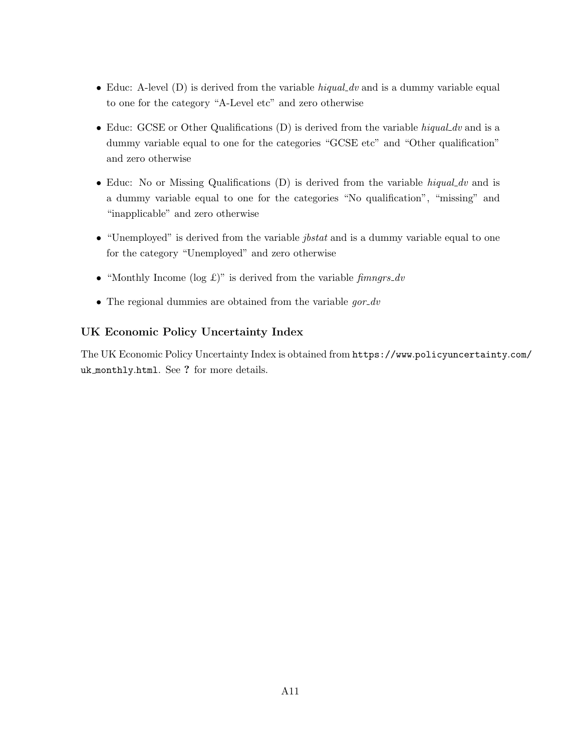- Educ: A-level (D) is derived from the variable *hiqual_dv* and is a dummy variable equal to one for the category "A-Level etc" and zero otherwise
- Educ: GCSE or Other Qualifications (D) is derived from the variable *hiqual_dv* and is a dummy variable equal to one for the categories "GCSE etc" and "Other qualification" and zero otherwise
- Educ: No or Missing Qualifications (D) is derived from the variable *hiqual_dv* and is a dummy variable equal to one for the categories "No qualification", "missing" and "inapplicable" and zero otherwise
- "Unemployed" is derived from the variable *jbstat* and is a dummy variable equal to one for the category "Unemployed" and zero otherwise
- "Monthly Income (log £)" is derived from the variable *fimngrs_dv*
- The regional dummies are obtained from the variable *gor_dv*

### UK Economic Policy Uncertainty Index

The UK Economic Policy Uncertainty Index is obtained from `https://www.policyuncertainty.com/uk_monthly.html`. See **?** for more details.